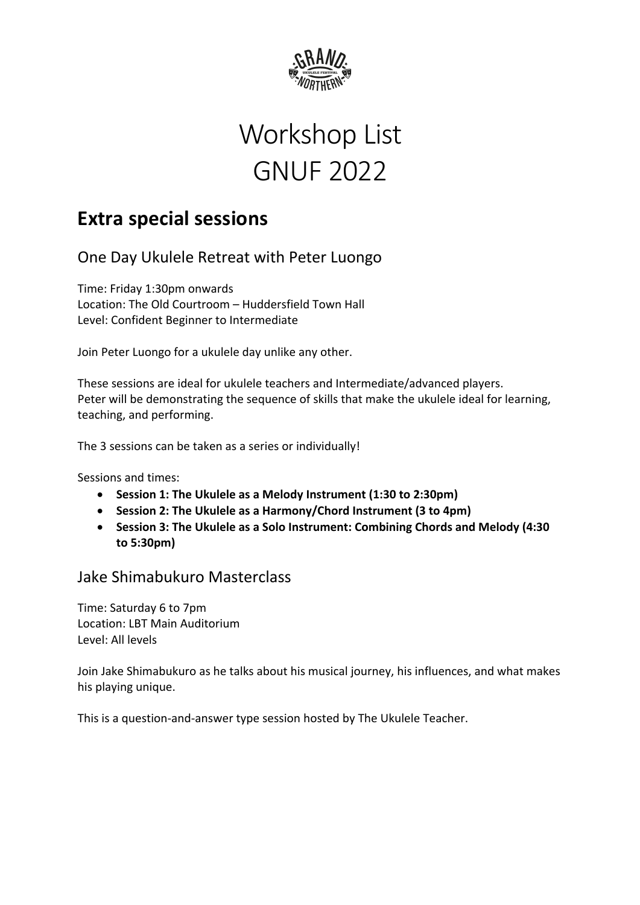# Workshop List GNUF 2022

## Extra special sessions

### One Day Ukulele Retreat with Peter Luongo

Time: Friday 1:30pm onwards
Location: The Old Courtroom – Huddersfield Town Hall
Level: Confident Beginner to Intermediate

Join Peter Luongo for a ukulele day unlike any other.

These sessions are ideal for ukulele teachers and Intermediate/advanced players.
Peter will be demonstrating the sequence of skills that make the ukulele ideal for learning, teaching, and performing.

The 3 sessions can be taken as a series or individually!

Sessions and times:

- **Session 1: The Ukulele as a Melody Instrument (1:30 to 2:30pm)**
- **Session 2: The Ukulele as a Harmony/Chord Instrument (3 to 4pm)**
- **Session 3: The Ukulele as a Solo Instrument: Combining Chords and Melody (4:30 to 5:30pm)**

### Jake Shimabukuro Masterclass

Time: Saturday 6 to 7pm
Location: LBT Main Auditorium
Level: All levels

Join Jake Shimabukuro as he talks about his musical journey, his influences, and what makes his playing unique.

This is a question-and-answer type session hosted by The Ukulele Teacher.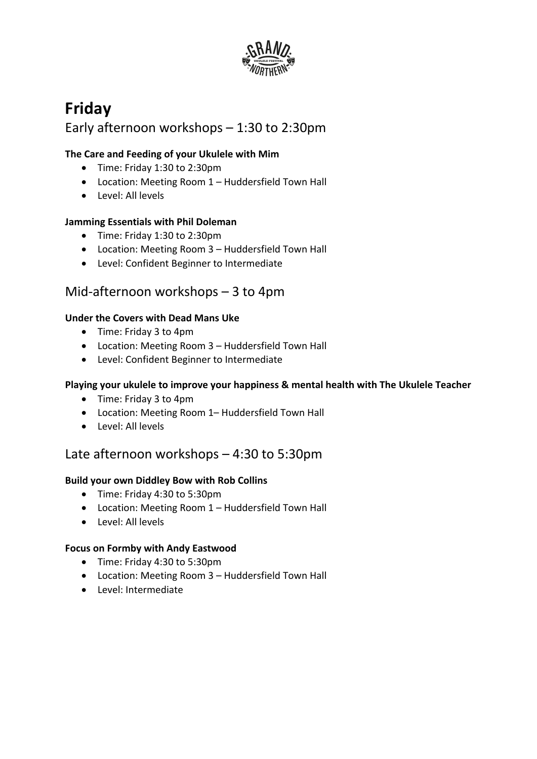# Friday

## Early afternoon workshops – 1:30 to 2:30pm

**The Care and Feeding of your Ukulele with Mim**

- Time: Friday 1:30 to 2:30pm
- Location: Meeting Room 1 – Huddersfield Town Hall
- Level: All levels

**Jamming Essentials with Phil Doleman**

- Time: Friday 1:30 to 2:30pm
- Location: Meeting Room 3 – Huddersfield Town Hall
- Level: Confident Beginner to Intermediate

## Mid-afternoon workshops – 3 to 4pm

**Under the Covers with Dead Mans Uke**

- Time: Friday 3 to 4pm
- Location: Meeting Room 3 – Huddersfield Town Hall
- Level: Confident Beginner to Intermediate

**Playing your ukulele to improve your happiness & mental health with The Ukulele Teacher**

- Time: Friday 3 to 4pm
- Location: Meeting Room 1– Huddersfield Town Hall
- Level: All levels

## Late afternoon workshops – 4:30 to 5:30pm

**Build your own Diddley Bow with Rob Collins**

- Time: Friday 4:30 to 5:30pm
- Location: Meeting Room 1 – Huddersfield Town Hall
- Level: All levels

**Focus on Formby with Andy Eastwood**

- Time: Friday 4:30 to 5:30pm
- Location: Meeting Room 3 – Huddersfield Town Hall
- Level: Intermediate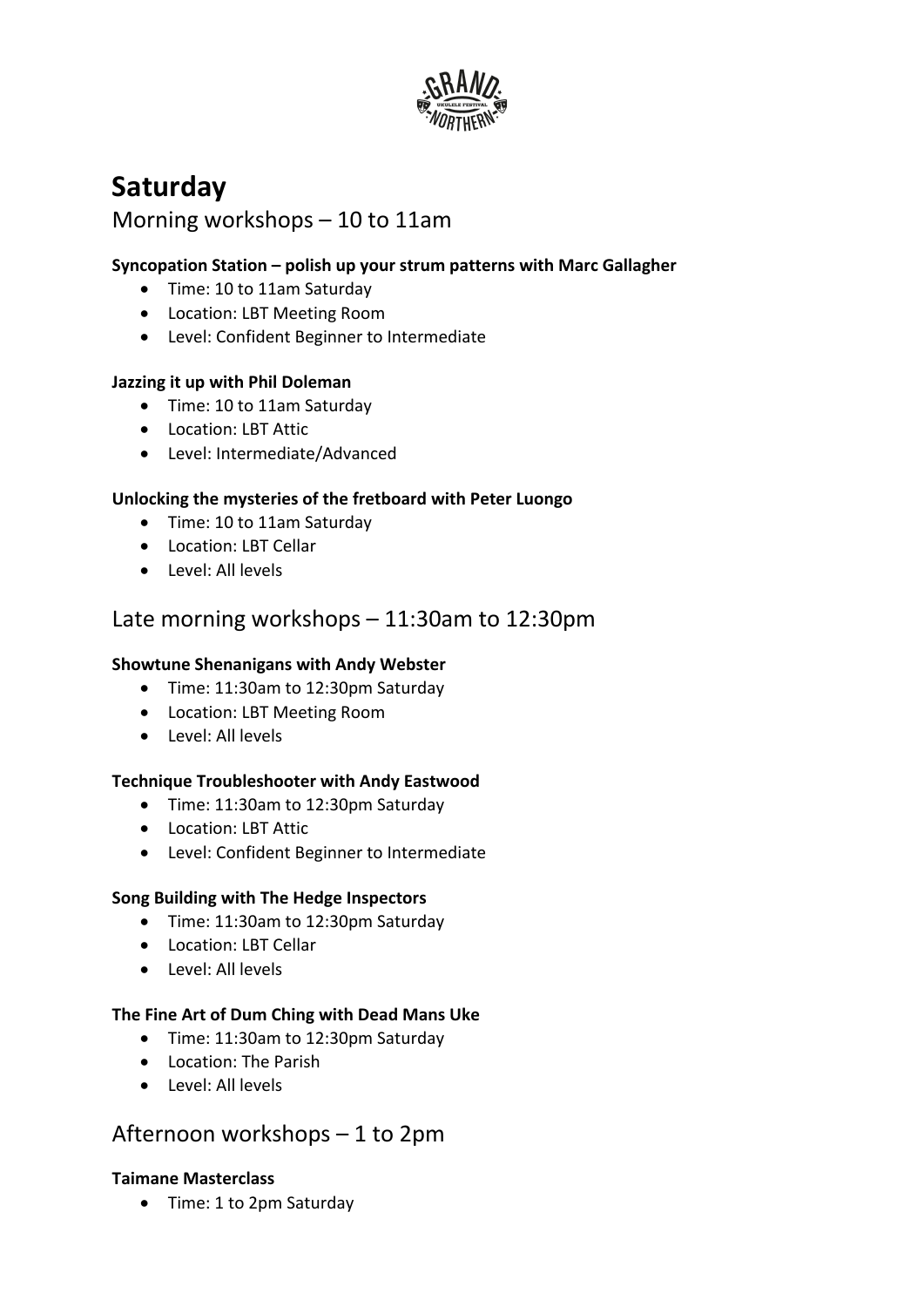# Saturday

## Morning workshops – 10 to 11am

**Syncopation Station – polish up your strum patterns with Marc Gallagher**

- Time: 10 to 11am Saturday
- Location: LBT Meeting Room
- Level: Confident Beginner to Intermediate

**Jazzing it up with Phil Doleman**

- Time: 10 to 11am Saturday
- Location: LBT Attic
- Level: Intermediate/Advanced

**Unlocking the mysteries of the fretboard with Peter Luongo**

- Time: 10 to 11am Saturday
- Location: LBT Cellar
- Level: All levels

## Late morning workshops – 11:30am to 12:30pm

**Showtune Shenanigans with Andy Webster**

- Time: 11:30am to 12:30pm Saturday
- Location: LBT Meeting Room
- Level: All levels

**Technique Troubleshooter with Andy Eastwood**

- Time: 11:30am to 12:30pm Saturday
- Location: LBT Attic
- Level: Confident Beginner to Intermediate

**Song Building with The Hedge Inspectors**

- Time: 11:30am to 12:30pm Saturday
- Location: LBT Cellar
- Level: All levels

**The Fine Art of Dum Ching with Dead Mans Uke**

- Time: 11:30am to 12:30pm Saturday
- Location: The Parish
- Level: All levels

## Afternoon workshops – 1 to 2pm

**Taimane Masterclass**

- Time: 1 to 2pm Saturday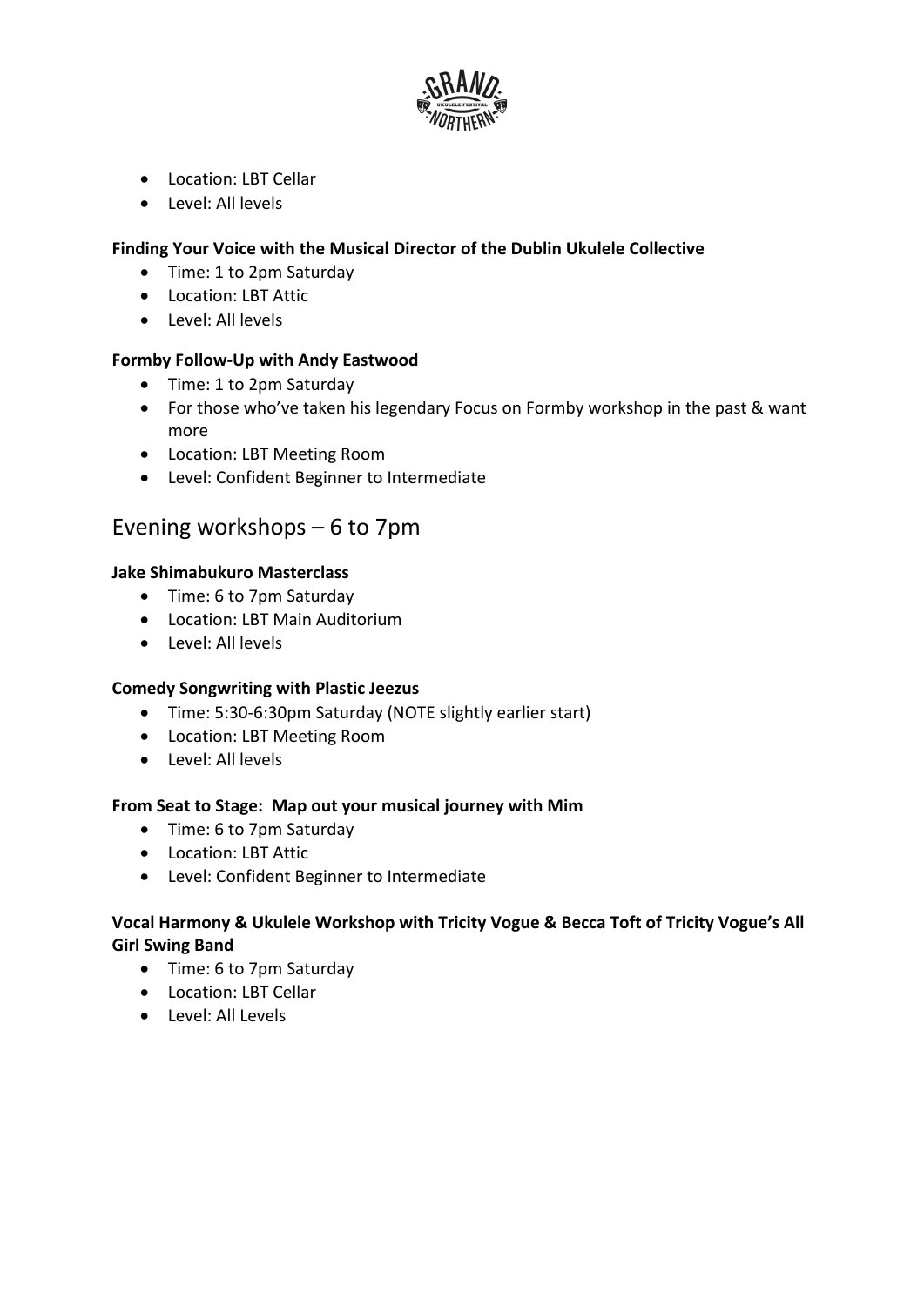- Location: LBT Cellar
- Level: All levels

**Finding Your Voice with the Musical Director of the Dublin Ukulele Collective**

- Time: 1 to 2pm Saturday
- Location: LBT Attic
- Level: All levels

**Formby Follow-Up with Andy Eastwood**

- Time: 1 to 2pm Saturday
- For those who've taken his legendary Focus on Formby workshop in the past & want more
- Location: LBT Meeting Room
- Level: Confident Beginner to Intermediate

## Evening workshops – 6 to 7pm

**Jake Shimabukuro Masterclass**

- Time: 6 to 7pm Saturday
- Location: LBT Main Auditorium
- Level: All levels

**Comedy Songwriting with Plastic Jeezus**

- Time: 5:30-6:30pm Saturday (NOTE slightly earlier start)
- Location: LBT Meeting Room
- Level: All levels

**From Seat to Stage: Map out your musical journey with Mim**

- Time: 6 to 7pm Saturday
- Location: LBT Attic
- Level: Confident Beginner to Intermediate

**Vocal Harmony & Ukulele Workshop with Tricity Vogue & Becca Toft of Tricity Vogue's All Girl Swing Band**

- Time: 6 to 7pm Saturday
- Location: LBT Cellar
- Level: All Levels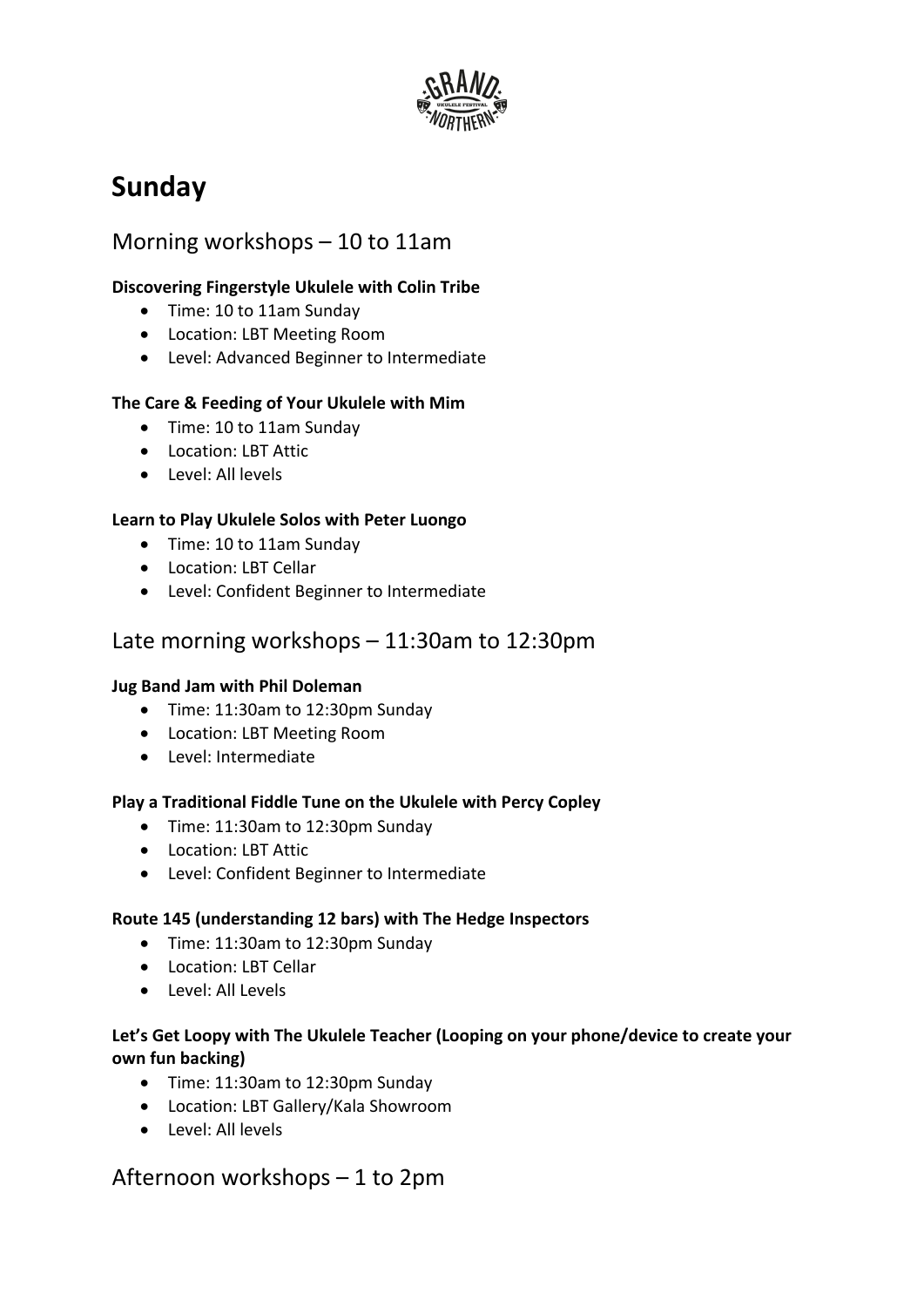# Sunday

## Morning workshops – 10 to 11am

**Discovering Fingerstyle Ukulele with Colin Tribe**

- Time: 10 to 11am Sunday
- Location: LBT Meeting Room
- Level: Advanced Beginner to Intermediate

**The Care & Feeding of Your Ukulele with Mim**

- Time: 10 to 11am Sunday
- Location: LBT Attic
- Level: All levels

**Learn to Play Ukulele Solos with Peter Luongo**

- Time: 10 to 11am Sunday
- Location: LBT Cellar
- Level: Confident Beginner to Intermediate

## Late morning workshops – 11:30am to 12:30pm

**Jug Band Jam with Phil Doleman**

- Time: 11:30am to 12:30pm Sunday
- Location: LBT Meeting Room
- Level: Intermediate

**Play a Traditional Fiddle Tune on the Ukulele with Percy Copley**

- Time: 11:30am to 12:30pm Sunday
- Location: LBT Attic
- Level: Confident Beginner to Intermediate

**Route 145 (understanding 12 bars) with The Hedge Inspectors**

- Time: 11:30am to 12:30pm Sunday
- Location: LBT Cellar
- Level: All Levels

**Let's Get Loopy with The Ukulele Teacher (Looping on your phone/device to create your own fun backing)**

- Time: 11:30am to 12:30pm Sunday
- Location: LBT Gallery/Kala Showroom
- Level: All levels

## Afternoon workshops – 1 to 2pm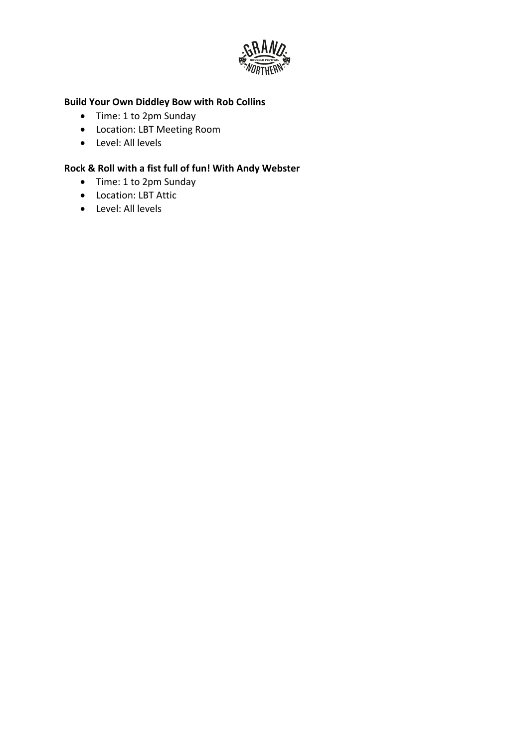**Build Your Own Diddley Bow with Rob Collins**

- Time: 1 to 2pm Sunday
- Location: LBT Meeting Room
- Level: All levels

**Rock & Roll with a fist full of fun! With Andy Webster**

- Time: 1 to 2pm Sunday
- Location: LBT Attic
- Level: All levels